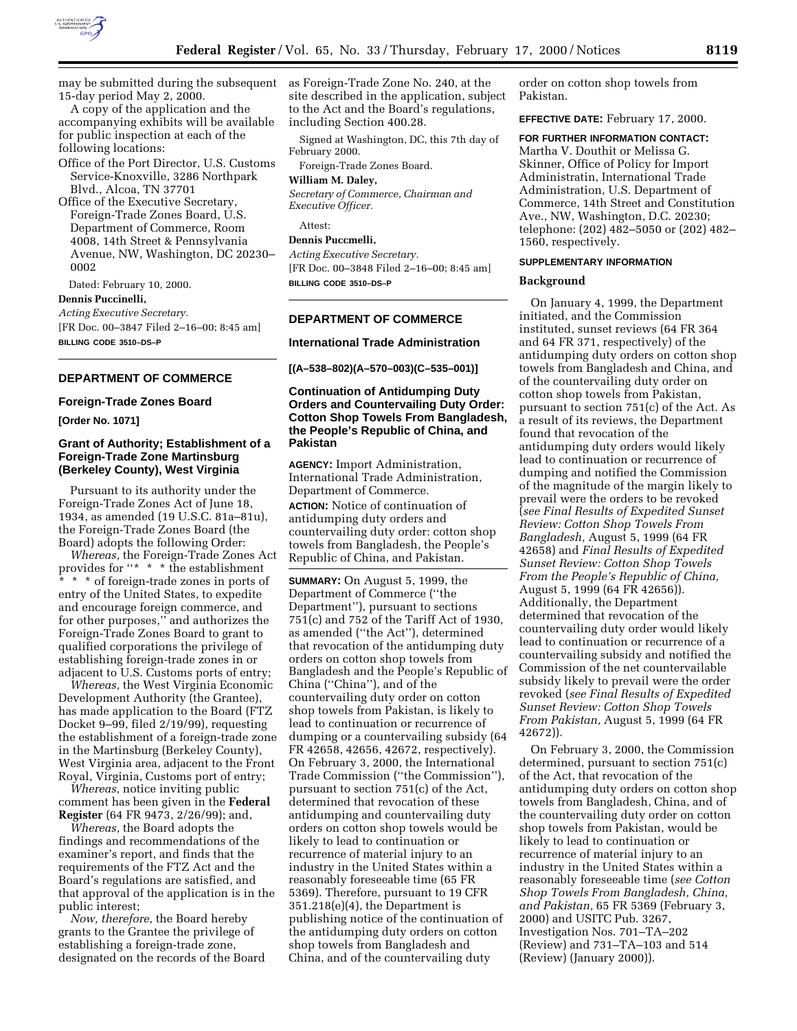may be submitted during the subsequent 15-day period May 2, 2000.

A copy of the application and the accompanying exhibits will be available for public inspection at each of the following locations:

Office of the Port Director, U.S. Customs Service-Knoxville, 3286 Northpark Blvd., Alcoa, TN 37701

Office of the Executive Secretary, Foreign-Trade Zones Board, U.S. Department of Commerce, Room 4008, 14th Street & Pennsylvania Avenue, NW, Washington, DC 20230–0002

Dated: February 10, 2000.

**Dennis Puccinelli,**

*Acting Executive Secretary.*

[FR Doc. 00–3847 Filed 2–16–00; 8:45 am]

**BILLING CODE 3510–DS–P**

---

## DEPARTMENT OF COMMERCE

### Foreign-Trade Zones Board

**[Order No. 1071]**

### Grant of Authority; Establishment of a Foreign-Trade Zone Martinsburg (Berkeley County), West Virginia

Pursuant to its authority under the Foreign-Trade Zones Act of June 18, 1934, as amended (19 U.S.C. 81a–81u), the Foreign-Trade Zones Board (the Board) adopts the following Order:

*Whereas,* the Foreign-Trade Zones Act provides for ''* * * the establishment * * * of foreign-trade zones in ports of entry of the United States, to expedite and encourage foreign commerce, and for other purposes,'' and authorizes the Foreign-Trade Zones Board to grant to qualified corporations the privilege of establishing foreign-trade zones in or adjacent to U.S. Customs ports of entry;

*Whereas,* the West Virginia Economic Development Authority (the Grantee), has made application to the Board (FTZ Docket 9–99, filed 2/19/99), requesting the establishment of a foreign-trade zone in the Martinsburg (Berkeley County), West Virginia area, adjacent to the Front Royal, Virginia, Customs port of entry;

*Whereas,* notice inviting public comment has been given in the **Federal Register** (64 FR 9473, 2/26/99); and,

*Whereas,* the Board adopts the findings and recommendations of the examiner's report, and finds that the requirements of the FTZ Act and the Board's regulations are satisfied, and that approval of the application is in the public interest;

*Now, therefore,* the Board hereby grants to the Grantee the privilege of establishing a foreign-trade zone, designated on the records of the Board as Foreign-Trade Zone No. 240, at the site described in the application, subject to the Act and the Board's regulations, including Section 400.28.

Signed at Washington, DC, this 7th day of February 2000.

Foreign-Trade Zones Board.

**William M. Daley,**

*Secretary of Commerce, Chairman and Executive Officer.*

Attest:

**Dennis Puccmelli,**

*Acting Executive Secretary.*

[FR Doc. 00–3848 Filed 2–16–00; 8:45 am]

**BILLING CODE 3510–DS–P**

---

## DEPARTMENT OF COMMERCE

### International Trade Administration

**[(A–538–802)(A–570–003)(C–535–001)]**

### Continuation of Antidumping Duty Orders and Countervailing Duty Order: Cotton Shop Towels From Bangladesh, the People's Republic of China, and Pakistan

**AGENCY:** Import Administration, International Trade Administration, Department of Commerce.

**ACTION:** Notice of continuation of antidumping duty orders and countervailing duty order: cotton shop towels from Bangladesh, the People's Republic of China, and Pakistan.

**SUMMARY:** On August 5, 1999, the Department of Commerce (''the Department''), pursuant to sections 751(c) and 752 of the Tariff Act of 1930, as amended (''the Act''), determined that revocation of the antidumping duty orders on cotton shop towels from Bangladesh and the People's Republic of China (''China''), and of the countervailing duty order on cotton shop towels from Pakistan, is likely to lead to continuation or recurrence of dumping or a countervailing subsidy (64 FR 42658, 42656, 42672, respectively). On February 3, 2000, the International Trade Commission (''the Commission''), pursuant to section 751(c) of the Act, determined that revocation of these antidumping and countervailing duty orders on cotton shop towels would be likely to lead to continuation or recurrence of material injury to an industry in the United States within a reasonably foreseeable time (65 FR 5369). Therefore, pursuant to 19 CFR 351.218(e)(4), the Department is publishing notice of the continuation of the antidumping duty orders on cotton shop towels from Bangladesh and China, and of the countervailing duty order on cotton shop towels from Pakistan.

**EFFECTIVE DATE:** February 17, 2000.

**FOR FURTHER INFORMATION CONTACT:** Martha V. Douthit or Melissa G. Skinner, Office of Policy for Import Administratin, International Trade Administration, U.S. Department of Commerce, 14th Street and Constitution Ave., NW, Washington, D.C. 20230; telephone: (202) 482–5050 or (202) 482–1560, respectively.

**SUPPLEMENTARY INFORMATION**

**Background**

On January 4, 1999, the Department initiated, and the Commission instituted, sunset reviews (64 FR 364 and 64 FR 371, respectively) of the antidumping duty orders on cotton shop towels from Bangladesh and China, and of the countervailing duty order on cotton shop towels from Pakistan, pursuant to section 751(c) of the Act. As a result of its reviews, the Department found that revocation of the antidumping duty orders would likely lead to continuation or recurrence of dumping and notified the Commission of the magnitude of the margin likely to prevail were the orders to be revoked (*see Final Results of Expedited Sunset Review: Cotton Shop Towels From Bangladesh,* August 5, 1999 (64 FR 42658) and *Final Results of Expedited Sunset Review: Cotton Shop Towels From the People's Republic of China,* August 5, 1999 (64 FR 42656)). Additionally, the Department determined that revocation of the countervailing duty order would likely lead to continuation or recurrence of a countervailing subsidy and notified the Commission of the net countervailable subsidy likely to prevail were the order revoked (*see Final Results of Expedited Sunset Review: Cotton Shop Towels From Pakistan,* August 5, 1999 (64 FR 42672)).

On February 3, 2000, the Commission determined, pursuant to section 751(c) of the Act, that revocation of the antidumping duty orders on cotton shop towels from Bangladesh, China, and of the countervailing duty order on cotton shop towels from Pakistan, would be likely to lead to continuation or recurrence of material injury to an industry in the United States within a reasonably foreseeable time (*see Cotton Shop Towels From Bangladesh, China, and Pakistan,* 65 FR 5369 (February 3, 2000) and USITC Pub. 3267, Investigation Nos. 701–TA–202 (Review) and 731–TA–103 and 514 (Review) (January 2000)).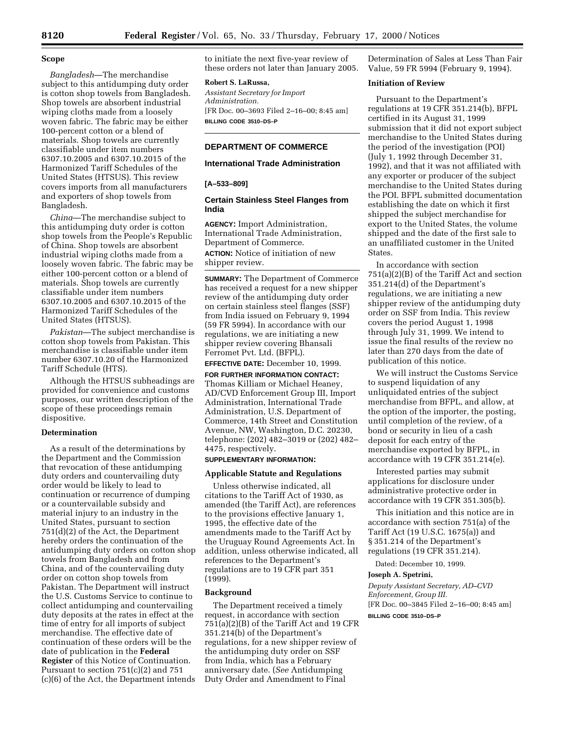**Scope**

*Bangladesh*—The merchandise subject to this antidumping duty order is cotton shop towels from Bangladesh. Shop towels are absorbent industrial wiping cloths made from a loosely woven fabric. The fabric may be either 100-percent cotton or a blend of materials. Shop towels are currently classifiable under item numbers 6307.10.2005 and 6307.10.2015 of the Harmonized Tariff Schedules of the United States (HTSUS). This review covers imports from all manufacturers and exporters of shop towels from Bangladesh.

*China*—The merchandise subject to this antidumping duty order is cotton shop towels from the People's Republic of China. Shop towels are absorbent industrial wiping cloths made from a loosely woven fabric. The fabric may be either 100-percent cotton or a blend of materials. Shop towels are currently classifiable under item numbers 6307.10.2005 and 6307.10.2015 of the Harmonized Tariff Schedules of the United States (HTSUS).

*Pakistan*—The subject merchandise is cotton shop towels from Pakistan. This merchandise is classifiable under item number 6307.10.20 of the Harmonized Tariff Schedule (HTS).

Although the HTSUS subheadings are provided for convenience and customs purposes, our written description of the scope of these proceedings remain dispositive.

**Determination**

As a result of the determinations by the Department and the Commission that revocation of these antidumping duty orders and countervailing duty order would be likely to lead to continuation or recurrence of dumping or a countervailable subsidy and material injury to an industry in the United States, pursuant to section 751(d)(2) of the Act, the Department hereby orders the continuation of the antidumping duty orders on cotton shop towels from Bangladesh and from China, and of the countervailing duty order on cotton shop towels from Pakistan. The Department will instruct the U.S. Customs Service to continue to collect antidumping and countervailing duty deposits at the rates in effect at the time of entry for all imports of subject merchandise. The effective date of continuation of these orders will be the date of publication in the **Federal Register** of this Notice of Continuation. Pursuant to section 751(c)(2) and 751 (c)(6) of the Act, the Department intends to initiate the next five-year review of these orders not later than January 2005.

**Robert S. LaRussa,**

*Assistant Secretary for Import Administration.*

[FR Doc. 00–3693 Filed 2–16–00; 8:45 am]

**BILLING CODE 3510–DS–P**

---

## DEPARTMENT OF COMMERCE

### International Trade Administration

**[A–533–809]**

### Certain Stainless Steel Flanges from India

**AGENCY:** Import Administration, International Trade Administration, Department of Commerce.

**ACTION:** Notice of initiation of new shipper review.

**SUMMARY:** The Department of Commerce has received a request for a new shipper review of the antidumping duty order on certain stainless steel flanges (SSF) from India issued on February 9, 1994 (59 FR 5994). In accordance with our regulations, we are initiating a new shipper review covering Bhansali Ferromet Pvt. Ltd. (BFPL).

**EFFECTIVE DATE:** December 10, 1999.

**FOR FURTHER INFORMATION CONTACT:** Thomas Killiam or Michael Heaney, AD/CVD Enforcement Group III, Import Administration, International Trade Administration, U.S. Department of Commerce, 14th Street and Constitution Avenue, NW, Washington, D.C. 20230, telephone: (202) 482–3019 or (202) 482–4475, respectively.

**SUPPLEMENTARY INFORMATION:**

**Applicable Statute and Regulations**

Unless otherwise indicated, all citations to the Tariff Act of 1930, as amended (the Tariff Act), are references to the provisions effective January 1, 1995, the effective date of the amendments made to the Tariff Act by the Uruguay Round Agreements Act. In addition, unless otherwise indicated, all references to the Department's regulations are to 19 CFR part 351 (1999).

**Background**

The Department received a timely request, in accordance with section 751(a)(2)(B) of the Tariff Act and 19 CFR 351.214(b) of the Department's regulations, for a new shipper review of the antidumping duty order on SSF from India, which has a February anniversary date. (*See* Antidumping Duty Order and Amendment to Final Determination of Sales at Less Than Fair Value, 59 FR 5994 (February 9, 1994).

**Initiation of Review**

Pursuant to the Department's regulations at 19 CFR 351.214(b), BFPL certified in its August 31, 1999 submission that it did not export subject merchandise to the United States during the period of the investigation (POI) (July 1, 1992 through December 31, 1992), and that it was not affiliated with any exporter or producer of the subject merchandise to the United States during the POI. BFPL submitted documentation establishing the date on which it first shipped the subject merchandise for export to the United States, the volume shipped and the date of the first sale to an unaffiliated customer in the United States.

In accordance with section 751(a)(2)(B) of the Tariff Act and section 351.214(d) of the Department's regulations, we are initiating a new shipper review of the antidumping duty order on SSF from India. This review covers the period August 1, 1998 through July 31, 1999. We intend to issue the final results of the review no later than 270 days from the date of publication of this notice.

We will instruct the Customs Service to suspend liquidation of any unliquidated entries of the subject merchandise from BFPL, and allow, at the option of the importer, the posting, until completion of the review, of a bond or security in lieu of a cash deposit for each entry of the merchandise exported by BFPL, in accordance with 19 CFR 351.214(e).

Interested parties may submit applications for disclosure under administrative protective order in accordance with 19 CFR 351.305(b).

This initiation and this notice are in accordance with section 751(a) of the Tariff Act (19 U.S.C. 1675(a)) and § 351.214 of the Department's regulations (19 CFR 351.214).

Dated: December 10, 1999.

**Joseph A. Spetrini,**

*Deputy Assistant Secretary, AD–CVD Enforcement, Group III.*

[FR Doc. 00–3845 Filed 2–16–00; 8:45 am]

**BILLING CODE 3510–DS–P**